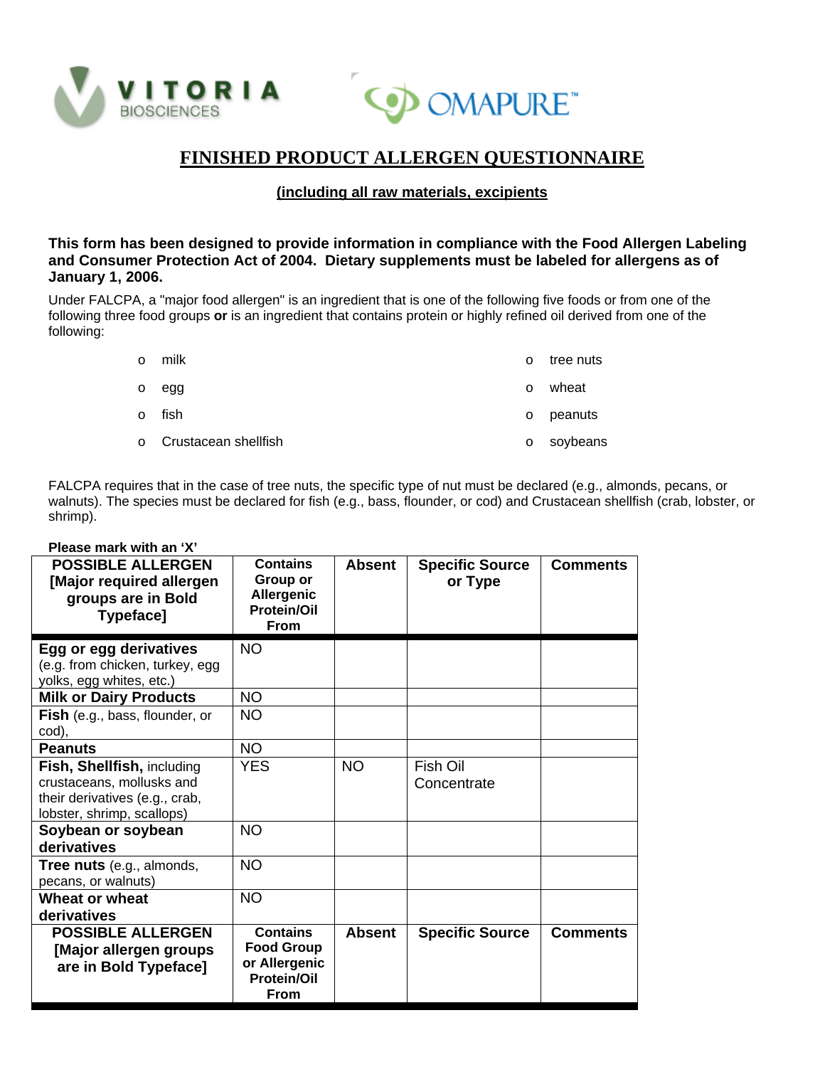VITORIA BIOSCIENCES

OMAPURE™

# FINISHED PRODUCT ALLERGEN QUESTIONNAIRE

## (including all raw materials, excipients

**This form has been designed to provide information in compliance with the Food Allergen Labeling and Consumer Protection Act of 2004. Dietary supplements must be labeled for allergens as of January 1, 2006.**

Under FALCPA, a "major food allergen" is an ingredient that is one of the following five foods or from one of the following three food groups **or** is an ingredient that contains protein or highly refined oil derived from one of the following:

- milk
- egg
- fish
- Crustacean shellfish
- tree nuts
- wheat
- peanuts
- soybeans

FALCPA requires that in the case of tree nuts, the specific type of nut must be declared (e.g., almonds, pecans, or walnuts). The species must be declared for fish (e.g., bass, flounder, or cod) and Crustacean shellfish (crab, lobster, or shrimp).

**Please mark with an 'X'**

| POSSIBLE ALLERGEN [Major required allergen groups are in Bold Typeface] | Contains Group or Allergenic Protein/Oil From | Absent | Specific Source or Type | Comments |
|---|---|---|---|---|
| **Egg or egg derivatives** (e.g. from chicken, turkey, egg yolks, egg whites, etc.) | NO | | | |
| **Milk or Dairy Products** | NO | | | |
| **Fish** (e.g., bass, flounder, or cod), | NO | | | |
| **Peanuts** | NO | | | |
| **Fish, Shellfish,** including crustaceans, mollusks and their derivatives (e.g., crab, lobster, shrimp, scallops) | YES | NO | Fish Oil Concentrate | |
| **Soybean or soybean derivatives** | NO | | | |
| **Tree nuts** (e.g., almonds, pecans, or walnuts) | NO | | | |
| **Wheat or wheat derivatives** | NO | | | |
| **POSSIBLE ALLERGEN [Major allergen groups are in Bold Typeface]** | **Contains Food Group or Allergenic Protein/Oil From** | **Absent** | **Specific Source** | **Comments** |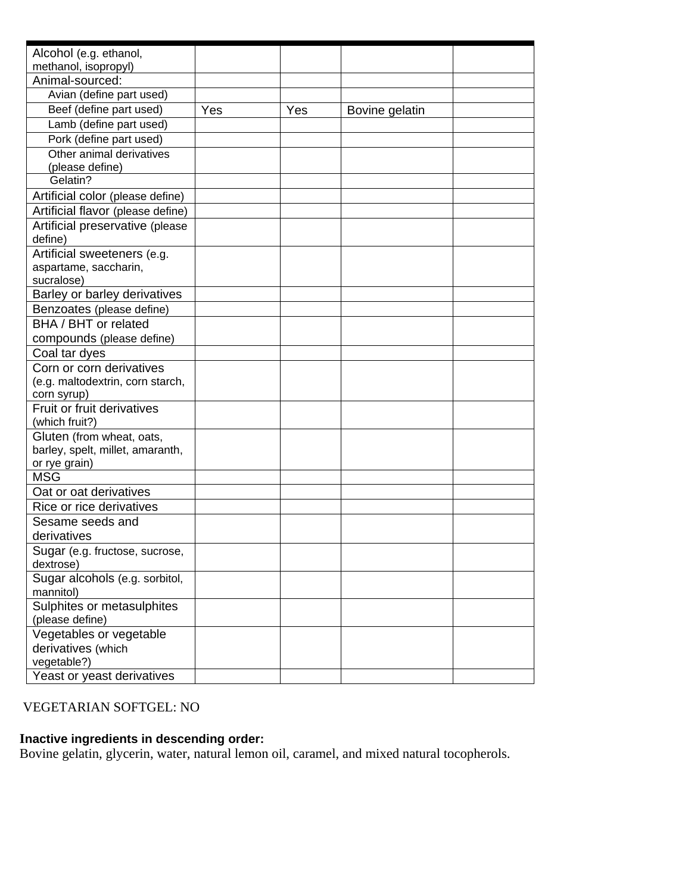| | | | | |
|---|---|---|---|---|
| Alcohol (e.g. ethanol, methanol, isopropyl) | | | | |
| Animal-sourced: | | | | |
| Avian (define part used) | | | | |
| Beef (define part used) | Yes | Yes | Bovine gelatin | |
| Lamb (define part used) | | | | |
| Pork (define part used) | | | | |
| Other animal derivatives (please define) | | | | |
| Gelatin? | | | | |
| Artificial color (please define) | | | | |
| Artificial flavor (please define) | | | | |
| Artificial preservative (please define) | | | | |
| Artificial sweeteners (e.g. aspartame, saccharin, sucralose) | | | | |
| Barley or barley derivatives | | | | |
| Benzoates (please define) | | | | |
| BHA / BHT or related compounds (please define) | | | | |
| Coal tar dyes | | | | |
| Corn or corn derivatives (e.g. maltodextrin, corn starch, corn syrup) | | | | |
| Fruit or fruit derivatives (which fruit?) | | | | |
| Gluten (from wheat, oats, barley, spelt, millet, amaranth, or rye grain) | | | | |
| MSG | | | | |
| Oat or oat derivatives | | | | |
| Rice or rice derivatives | | | | |
| Sesame seeds and derivatives | | | | |
| Sugar (e.g. fructose, sucrose, dextrose) | | | | |
| Sugar alcohols (e.g. sorbitol, mannitol) | | | | |
| Sulphites or metasulphites (please define) | | | | |
| Vegetables or vegetable derivatives (which vegetable?) | | | | |
| Yeast or yeast derivatives | | | | |

VEGETARIAN SOFTGEL: NO

**Inactive ingredients in descending order:**
Bovine gelatin, glycerin, water, natural lemon oil, caramel, and mixed natural tocopherols.